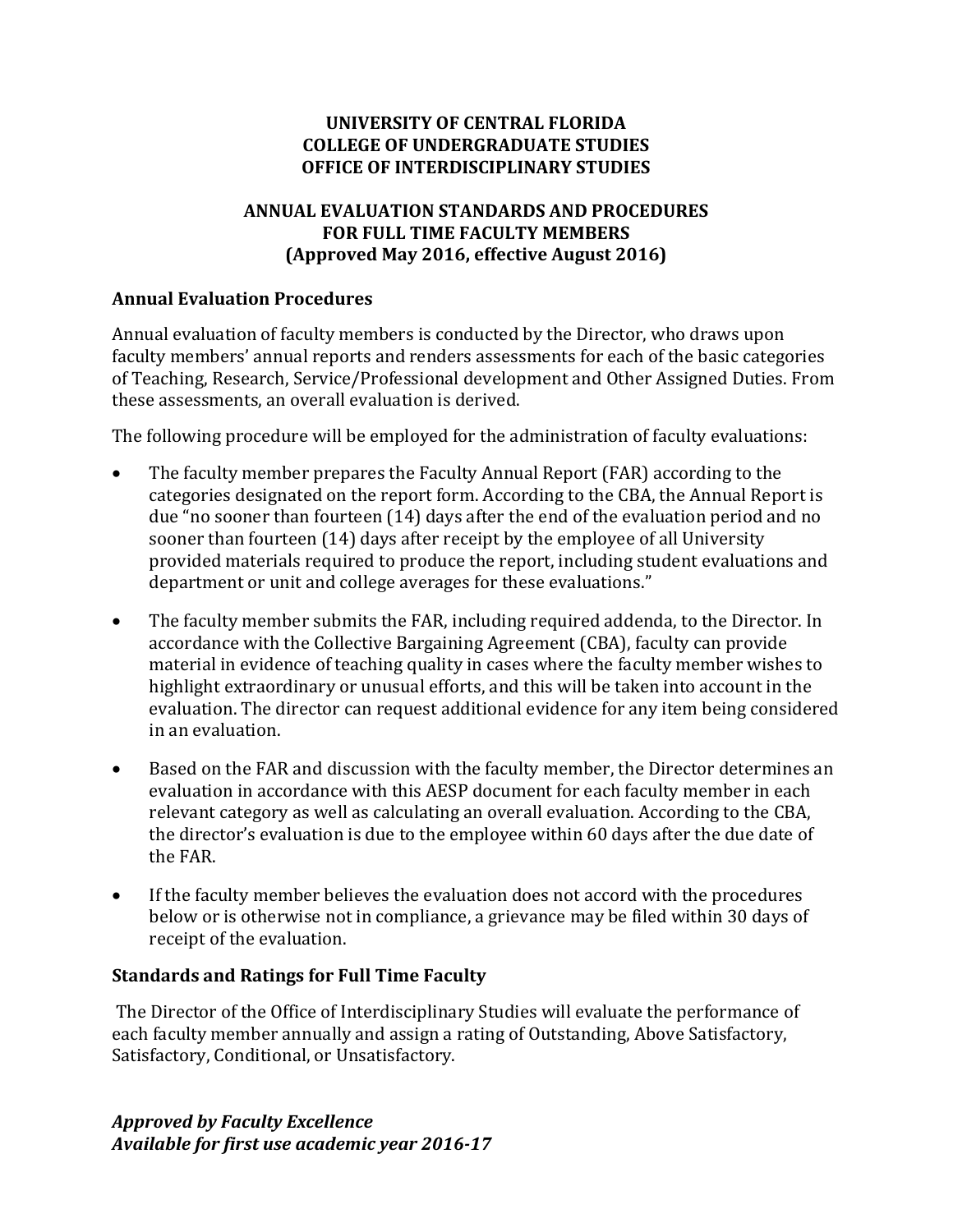# UNIVERSITY OF CENTRAL FLORIDA
# COLLEGE OF UNDERGRADUATE STUDIES
# OFFICE OF INTERDISCIPLINARY STUDIES

## ANNUAL EVALUATION STANDARDS AND PROCEDURES FOR FULL TIME FACULTY MEMBERS (Approved May 2016, effective August 2016)

### Annual Evaluation Procedures

Annual evaluation of faculty members is conducted by the Director, who draws upon faculty members' annual reports and renders assessments for each of the basic categories of Teaching, Research, Service/Professional development and Other Assigned Duties. From these assessments, an overall evaluation is derived.

The following procedure will be employed for the administration of faculty evaluations:

- The faculty member prepares the Faculty Annual Report (FAR) according to the categories designated on the report form. According to the CBA, the Annual Report is due "no sooner than fourteen (14) days after the end of the evaluation period and no sooner than fourteen (14) days after receipt by the employee of all University provided materials required to produce the report, including student evaluations and department or unit and college averages for these evaluations."
- The faculty member submits the FAR, including required addenda, to the Director. In accordance with the Collective Bargaining Agreement (CBA), faculty can provide material in evidence of teaching quality in cases where the faculty member wishes to highlight extraordinary or unusual efforts, and this will be taken into account in the evaluation. The director can request additional evidence for any item being considered in an evaluation.
- Based on the FAR and discussion with the faculty member, the Director determines an evaluation in accordance with this AESP document for each faculty member in each relevant category as well as calculating an overall evaluation. According to the CBA, the director's evaluation is due to the employee within 60 days after the due date of the FAR.
- If the faculty member believes the evaluation does not accord with the procedures below or is otherwise not in compliance, a grievance may be filed within 30 days of receipt of the evaluation.

### Standards and Ratings for Full Time Faculty

The Director of the Office of Interdisciplinary Studies will evaluate the performance of each faculty member annually and assign a rating of Outstanding, Above Satisfactory, Satisfactory, Conditional, or Unsatisfactory.

***Approved by Faculty Excellence***
***Available for first use academic year 2016-17***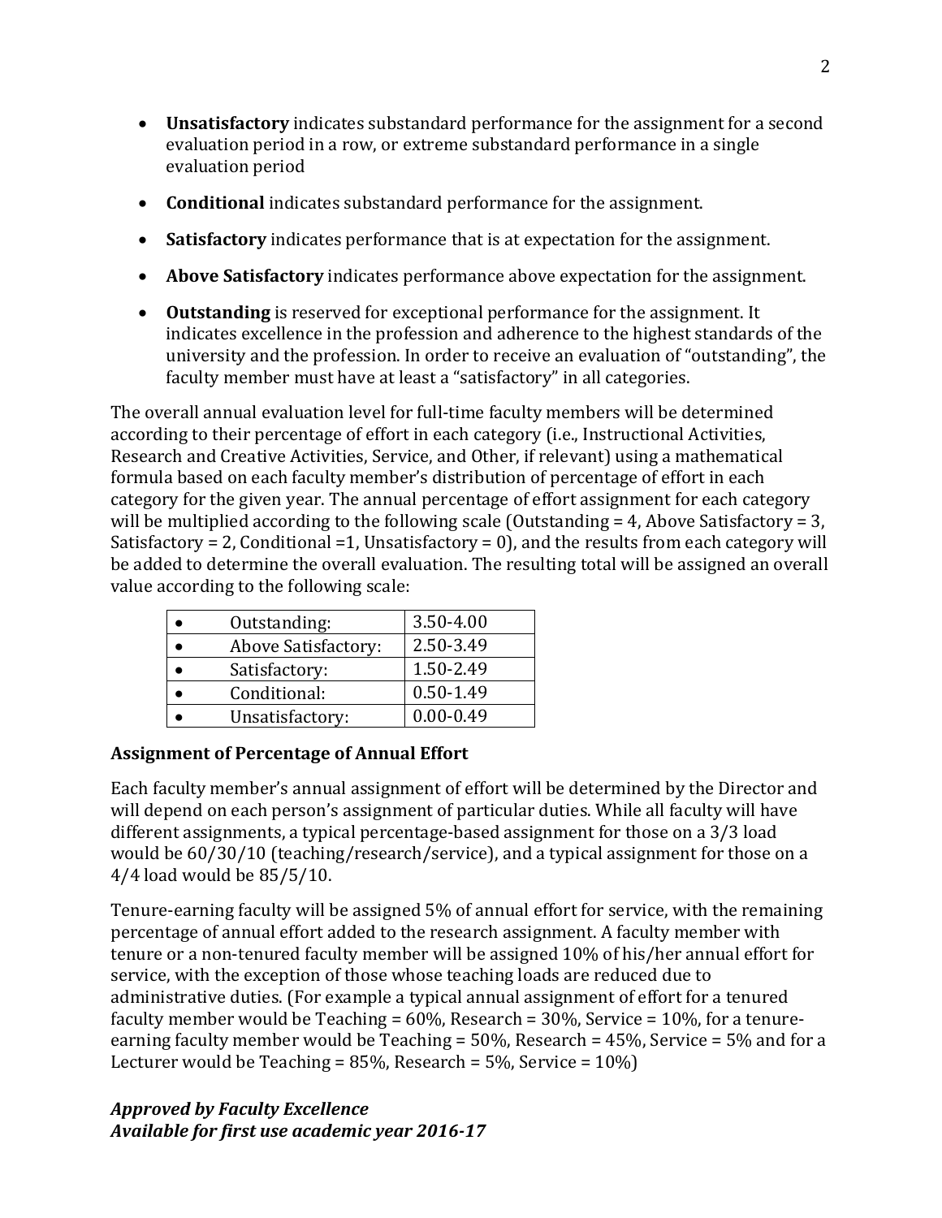- **Unsatisfactory** indicates substandard performance for the assignment for a second evaluation period in a row, or extreme substandard performance in a single evaluation period

- **Conditional** indicates substandard performance for the assignment.

- **Satisfactory** indicates performance that is at expectation for the assignment.

- **Above Satisfactory** indicates performance above expectation for the assignment.

- **Outstanding** is reserved for exceptional performance for the assignment. It indicates excellence in the profession and adherence to the highest standards of the university and the profession. In order to receive an evaluation of "outstanding", the faculty member must have at least a "satisfactory" in all categories.

The overall annual evaluation level for full-time faculty members will be determined according to their percentage of effort in each category (i.e., Instructional Activities, Research and Creative Activities, Service, and Other, if relevant) using a mathematical formula based on each faculty member's distribution of percentage of effort in each category for the given year. The annual percentage of effort assignment for each category will be multiplied according to the following scale (Outstanding = 4, Above Satisfactory = 3, Satisfactory = 2, Conditional =1, Unsatisfactory = 0), and the results from each category will be added to determine the overall evaluation. The resulting total will be assigned an overall value according to the following scale:

| Rating | Range |
|---|---|
| • Outstanding: | 3.50-4.00 |
| • Above Satisfactory: | 2.50-3.49 |
| • Satisfactory: | 1.50-2.49 |
| • Conditional: | 0.50-1.49 |
| • Unsatisfactory: | 0.00-0.49 |

### Assignment of Percentage of Annual Effort

Each faculty member's annual assignment of effort will be determined by the Director and will depend on each person's assignment of particular duties. While all faculty will have different assignments, a typical percentage-based assignment for those on a 3/3 load would be 60/30/10 (teaching/research/service), and a typical assignment for those on a 4/4 load would be 85/5/10.

Tenure-earning faculty will be assigned 5% of annual effort for service, with the remaining percentage of annual effort added to the research assignment. A faculty member with tenure or a non-tenured faculty member will be assigned 10% of his/her annual effort for service, with the exception of those whose teaching loads are reduced due to administrative duties. (For example a typical annual assignment of effort for a tenured faculty member would be Teaching = 60%, Research = 30%, Service = 10%, for a tenure-earning faculty member would be Teaching = 50%, Research = 45%, Service = 5% and for a Lecturer would be Teaching = 85%, Research = 5%, Service = 10%)

***Approved by Faculty Excellence***
***Available for first use academic year 2016-17***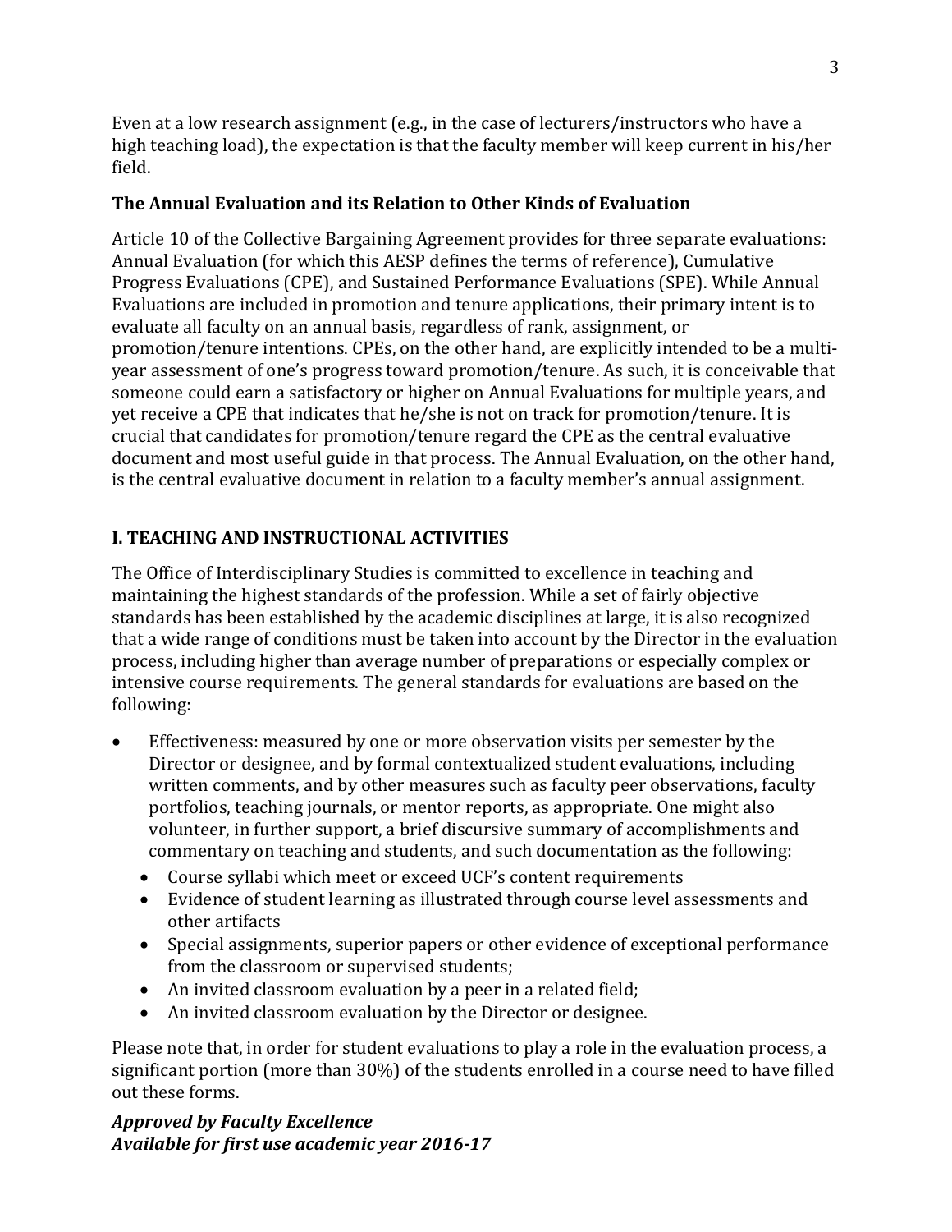Even at a low research assignment (e.g., in the case of lecturers/instructors who have a high teaching load), the expectation is that the faculty member will keep current in his/her field.

### The Annual Evaluation and its Relation to Other Kinds of Evaluation

Article 10 of the Collective Bargaining Agreement provides for three separate evaluations: Annual Evaluation (for which this AESP defines the terms of reference), Cumulative Progress Evaluations (CPE), and Sustained Performance Evaluations (SPE). While Annual Evaluations are included in promotion and tenure applications, their primary intent is to evaluate all faculty on an annual basis, regardless of rank, assignment, or promotion/tenure intentions. CPEs, on the other hand, are explicitly intended to be a multi-year assessment of one's progress toward promotion/tenure. As such, it is conceivable that someone could earn a satisfactory or higher on Annual Evaluations for multiple years, and yet receive a CPE that indicates that he/she is not on track for promotion/tenure. It is crucial that candidates for promotion/tenure regard the CPE as the central evaluative document and most useful guide in that process. The Annual Evaluation, on the other hand, is the central evaluative document in relation to a faculty member's annual assignment.

## I. TEACHING AND INSTRUCTIONAL ACTIVITIES

The Office of Interdisciplinary Studies is committed to excellence in teaching and maintaining the highest standards of the profession. While a set of fairly objective standards has been established by the academic disciplines at large, it is also recognized that a wide range of conditions must be taken into account by the Director in the evaluation process, including higher than average number of preparations or especially complex or intensive course requirements. The general standards for evaluations are based on the following:

- Effectiveness: measured by one or more observation visits per semester by the Director or designee, and by formal contextualized student evaluations, including written comments, and by other measures such as faculty peer observations, faculty portfolios, teaching journals, or mentor reports, as appropriate. One might also volunteer, in further support, a brief discursive summary of accomplishments and commentary on teaching and students, and such documentation as the following:
    - Course syllabi which meet or exceed UCF's content requirements
    - Evidence of student learning as illustrated through course level assessments and other artifacts
    - Special assignments, superior papers or other evidence of exceptional performance from the classroom or supervised students;
    - An invited classroom evaluation by a peer in a related field;
    - An invited classroom evaluation by the Director or designee.

Please note that, in order for student evaluations to play a role in the evaluation process, a significant portion (more than 30%) of the students enrolled in a course need to have filled out these forms.

***Approved by Faculty Excellence***
***Available for first use academic year 2016-17***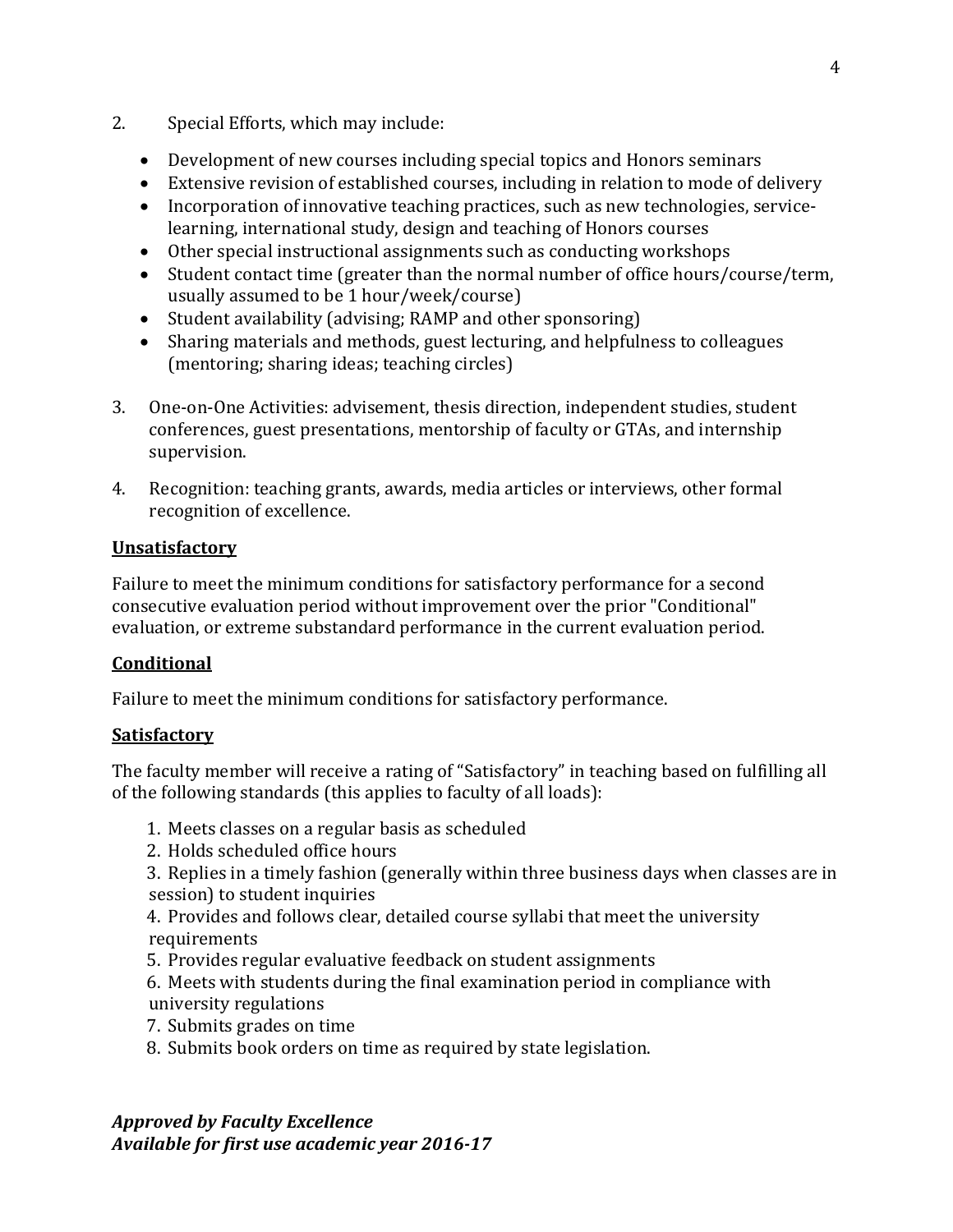2. Special Efforts, which may include:

- Development of new courses including special topics and Honors seminars
- Extensive revision of established courses, including in relation to mode of delivery
- Incorporation of innovative teaching practices, such as new technologies, service-learning, international study, design and teaching of Honors courses
- Other special instructional assignments such as conducting workshops
- Student contact time (greater than the normal number of office hours/course/term, usually assumed to be 1 hour/week/course)
- Student availability (advising; RAMP and other sponsoring)
- Sharing materials and methods, guest lecturing, and helpfulness to colleagues (mentoring; sharing ideas; teaching circles)

3. One-on-One Activities: advisement, thesis direction, independent studies, student conferences, guest presentations, mentorship of faculty or GTAs, and internship supervision.

4. Recognition: teaching grants, awards, media articles or interviews, other formal recognition of excellence.

**Unsatisfactory**

Failure to meet the minimum conditions for satisfactory performance for a second consecutive evaluation period without improvement over the prior "Conditional" evaluation, or extreme substandard performance in the current evaluation period.

**Conditional**

Failure to meet the minimum conditions for satisfactory performance.

**Satisfactory**

The faculty member will receive a rating of "Satisfactory" in teaching based on fulfilling all of the following standards (this applies to faculty of all loads):

1. Meets classes on a regular basis as scheduled
2. Holds scheduled office hours
3. Replies in a timely fashion (generally within three business days when classes are in session) to student inquiries
4. Provides and follows clear, detailed course syllabi that meet the university requirements
5. Provides regular evaluative feedback on student assignments
6. Meets with students during the final examination period in compliance with university regulations
7. Submits grades on time
8. Submits book orders on time as required by state legislation.

***Approved by Faculty Excellence***
***Available for first use academic year 2016-17***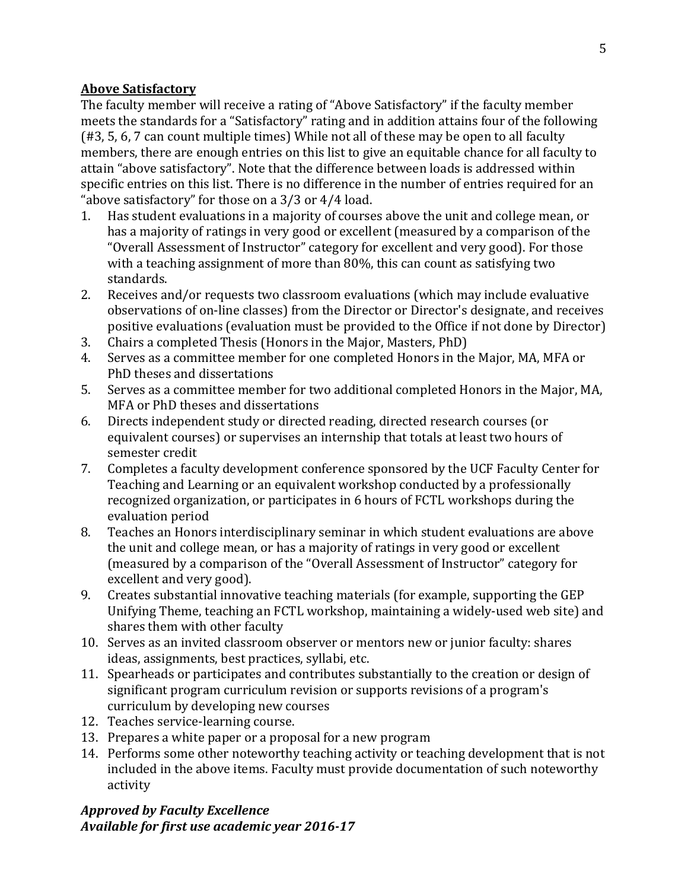## Above Satisfactory

The faculty member will receive a rating of "Above Satisfactory" if the faculty member meets the standards for a "Satisfactory" rating and in addition attains four of the following (#3, 5, 6, 7 can count multiple times) While not all of these may be open to all faculty members, there are enough entries on this list to give an equitable chance for all faculty to attain "above satisfactory". Note that the difference between loads is addressed within specific entries on this list. There is no difference in the number of entries required for an "above satisfactory" for those on a 3/3 or 4/4 load.

1. Has student evaluations in a majority of courses above the unit and college mean, or has a majority of ratings in very good or excellent (measured by a comparison of the "Overall Assessment of Instructor" category for excellent and very good). For those with a teaching assignment of more than 80%, this can count as satisfying two standards.
2. Receives and/or requests two classroom evaluations (which may include evaluative observations of on-line classes) from the Director or Director's designate, and receives positive evaluations (evaluation must be provided to the Office if not done by Director)
3. Chairs a completed Thesis (Honors in the Major, Masters, PhD)
4. Serves as a committee member for one completed Honors in the Major, MA, MFA or PhD theses and dissertations
5. Serves as a committee member for two additional completed Honors in the Major, MA, MFA or PhD theses and dissertations
6. Directs independent study or directed reading, directed research courses (or equivalent courses) or supervises an internship that totals at least two hours of semester credit
7. Completes a faculty development conference sponsored by the UCF Faculty Center for Teaching and Learning or an equivalent workshop conducted by a professionally recognized organization, or participates in 6 hours of FCTL workshops during the evaluation period
8. Teaches an Honors interdisciplinary seminar in which student evaluations are above the unit and college mean, or has a majority of ratings in very good or excellent (measured by a comparison of the "Overall Assessment of Instructor" category for excellent and very good).
9. Creates substantial innovative teaching materials (for example, supporting the GEP Unifying Theme, teaching an FCTL workshop, maintaining a widely-used web site) and shares them with other faculty
10. Serves as an invited classroom observer or mentors new or junior faculty: shares ideas, assignments, best practices, syllabi, etc.
11. Spearheads or participates and contributes substantially to the creation or design of significant program curriculum revision or supports revisions of a program's curriculum by developing new courses
12. Teaches service-learning course.
13. Prepares a white paper or a proposal for a new program
14. Performs some other noteworthy teaching activity or teaching development that is not included in the above items. Faculty must provide documentation of such noteworthy activity

***Approved by Faculty Excellence***
***Available for first use academic year 2016-17***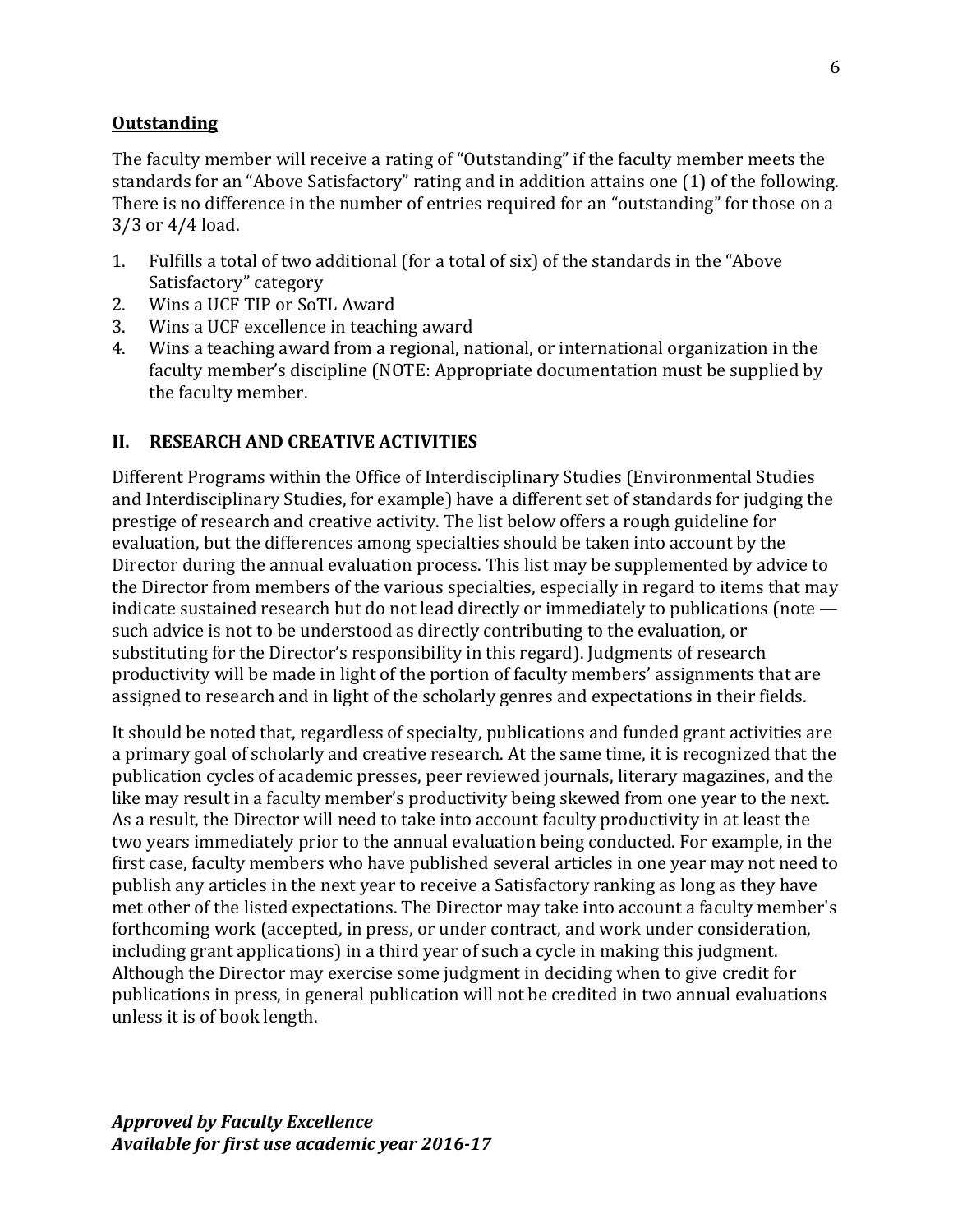**Outstanding**

The faculty member will receive a rating of "Outstanding" if the faculty member meets the standards for an "Above Satisfactory" rating and in addition attains one (1) of the following. There is no difference in the number of entries required for an "outstanding" for those on a 3/3 or 4/4 load.

1. Fulfills a total of two additional (for a total of six) of the standards in the "Above Satisfactory" category
2. Wins a UCF TIP or SoTL Award
3. Wins a UCF excellence in teaching award
4. Wins a teaching award from a regional, national, or international organization in the faculty member's discipline (NOTE: Appropriate documentation must be supplied by the faculty member.

## II. RESEARCH AND CREATIVE ACTIVITIES

Different Programs within the Office of Interdisciplinary Studies (Environmental Studies and Interdisciplinary Studies, for example) have a different set of standards for judging the prestige of research and creative activity. The list below offers a rough guideline for evaluation, but the differences among specialties should be taken into account by the Director during the annual evaluation process. This list may be supplemented by advice to the Director from members of the various specialties, especially in regard to items that may indicate sustained research but do not lead directly or immediately to publications (note — such advice is not to be understood as directly contributing to the evaluation, or substituting for the Director's responsibility in this regard). Judgments of research productivity will be made in light of the portion of faculty members' assignments that are assigned to research and in light of the scholarly genres and expectations in their fields.

It should be noted that, regardless of specialty, publications and funded grant activities are a primary goal of scholarly and creative research. At the same time, it is recognized that the publication cycles of academic presses, peer reviewed journals, literary magazines, and the like may result in a faculty member's productivity being skewed from one year to the next. As a result, the Director will need to take into account faculty productivity in at least the two years immediately prior to the annual evaluation being conducted. For example, in the first case, faculty members who have published several articles in one year may not need to publish any articles in the next year to receive a Satisfactory ranking as long as they have met other of the listed expectations. The Director may take into account a faculty member's forthcoming work (accepted, in press, or under contract, and work under consideration, including grant applications) in a third year of such a cycle in making this judgment. Although the Director may exercise some judgment in deciding when to give credit for publications in press, in general publication will not be credited in two annual evaluations unless it is of book length.

***Approved by Faculty Excellence***
***Available for first use academic year 2016-17***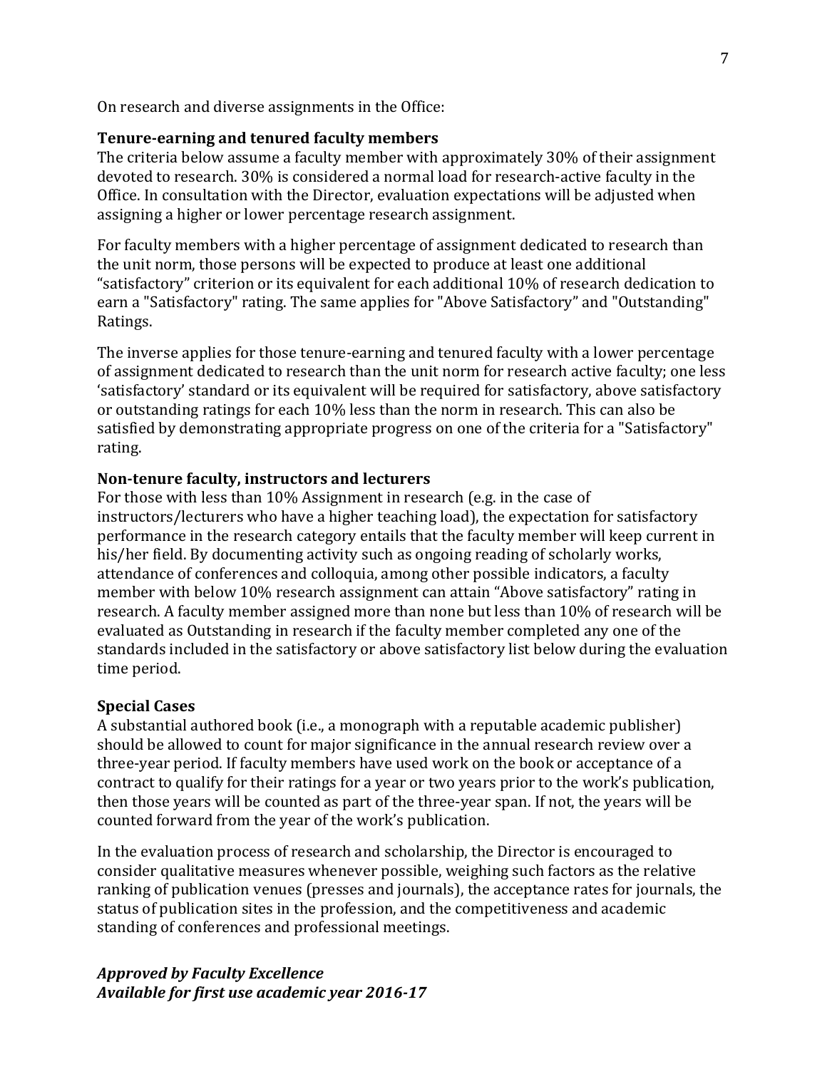On research and diverse assignments in the Office:

**Tenure-earning and tenured faculty members**
The criteria below assume a faculty member with approximately 30% of their assignment devoted to research. 30% is considered a normal load for research-active faculty in the Office. In consultation with the Director, evaluation expectations will be adjusted when assigning a higher or lower percentage research assignment.

For faculty members with a higher percentage of assignment dedicated to research than the unit norm, those persons will be expected to produce at least one additional "satisfactory" criterion or its equivalent for each additional 10% of research dedication to earn a "Satisfactory" rating. The same applies for "Above Satisfactory" and "Outstanding" Ratings.

The inverse applies for those tenure-earning and tenured faculty with a lower percentage of assignment dedicated to research than the unit norm for research active faculty; one less 'satisfactory' standard or its equivalent will be required for satisfactory, above satisfactory or outstanding ratings for each 10% less than the norm in research. This can also be satisfied by demonstrating appropriate progress on one of the criteria for a "Satisfactory" rating.

**Non-tenure faculty, instructors and lecturers**
For those with less than 10% Assignment in research (e.g. in the case of instructors/lecturers who have a higher teaching load), the expectation for satisfactory performance in the research category entails that the faculty member will keep current in his/her field. By documenting activity such as ongoing reading of scholarly works, attendance of conferences and colloquia, among other possible indicators, a faculty member with below 10% research assignment can attain "Above satisfactory" rating in research. A faculty member assigned more than none but less than 10% of research will be evaluated as Outstanding in research if the faculty member completed any one of the standards included in the satisfactory or above satisfactory list below during the evaluation time period.

**Special Cases**
A substantial authored book (i.e., a monograph with a reputable academic publisher) should be allowed to count for major significance in the annual research review over a three-year period. If faculty members have used work on the book or acceptance of a contract to qualify for their ratings for a year or two years prior to the work's publication, then those years will be counted as part of the three-year span. If not, the years will be counted forward from the year of the work's publication.

In the evaluation process of research and scholarship, the Director is encouraged to consider qualitative measures whenever possible, weighing such factors as the relative ranking of publication venues (presses and journals), the acceptance rates for journals, the status of publication sites in the profession, and the competitiveness and academic standing of conferences and professional meetings.

***Approved by Faculty Excellence***
***Available for first use academic year 2016-17***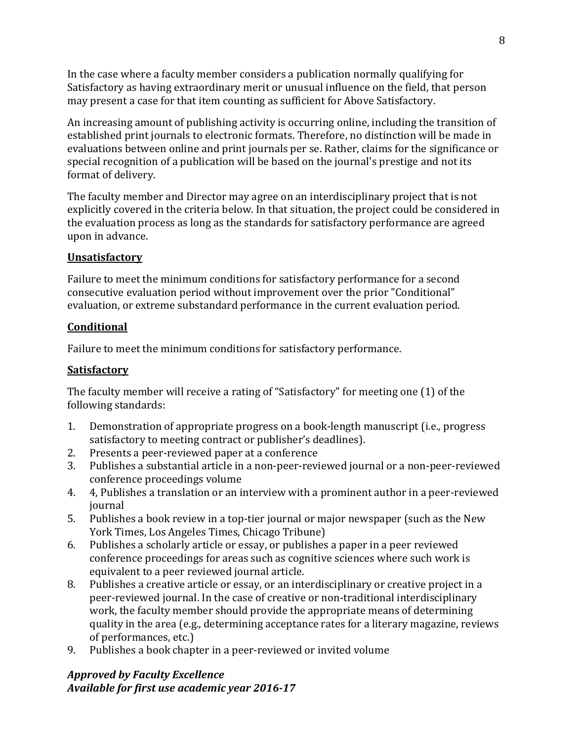In the case where a faculty member considers a publication normally qualifying for Satisfactory as having extraordinary merit or unusual influence on the field, that person may present a case for that item counting as sufficient for Above Satisfactory.

An increasing amount of publishing activity is occurring online, including the transition of established print journals to electronic formats. Therefore, no distinction will be made in evaluations between online and print journals per se. Rather, claims for the significance or special recognition of a publication will be based on the journal's prestige and not its format of delivery.

The faculty member and Director may agree on an interdisciplinary project that is not explicitly covered in the criteria below. In that situation, the project could be considered in the evaluation process as long as the standards for satisfactory performance are agreed upon in advance.

**Unsatisfactory**

Failure to meet the minimum conditions for satisfactory performance for a second consecutive evaluation period without improvement over the prior "Conditional" evaluation, or extreme substandard performance in the current evaluation period.

**Conditional**

Failure to meet the minimum conditions for satisfactory performance.

**Satisfactory**

The faculty member will receive a rating of "Satisfactory" for meeting one (1) of the following standards:

1. Demonstration of appropriate progress on a book-length manuscript (i.e., progress satisfactory to meeting contract or publisher's deadlines).
2. Presents a peer-reviewed paper at a conference
3. Publishes a substantial article in a non-peer-reviewed journal or a non-peer-reviewed conference proceedings volume
4. 4, Publishes a translation or an interview with a prominent author in a peer-reviewed journal
5. Publishes a book review in a top-tier journal or major newspaper (such as the New York Times, Los Angeles Times, Chicago Tribune)
6. Publishes a scholarly article or essay, or publishes a paper in a peer reviewed conference proceedings for areas such as cognitive sciences where such work is equivalent to a peer reviewed journal article.
7. Publishes a creative article or essay, or an interdisciplinary or creative project in a peer-reviewed journal. In the case of creative or non-traditional interdisciplinary work, the faculty member should provide the appropriate means of determining quality in the area (e.g., determining acceptance rates for a literary magazine, reviews of performances, etc.)
8. Publishes a book chapter in a peer-reviewed or invited volume

***Approved by Faculty Excellence***
***Available for first use academic year 2016-17***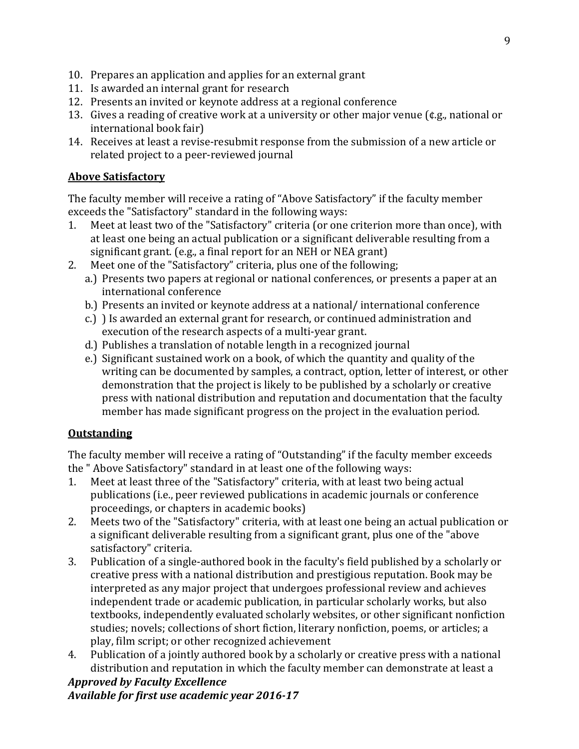10. Prepares an application and applies for an external grant
11. Is awarded an internal grant for research
12. Presents an invited or keynote address at a regional conference
13. Gives a reading of creative work at a university or other major venue (¢.g., national or international book fair)
14. Receives at least a revise-resubmit response from the submission of a new article or related project to a peer-reviewed journal

**Above Satisfactory**

The faculty member will receive a rating of "Above Satisfactory" if the faculty member exceeds the "Satisfactory" standard in the following ways:

1. Meet at least two of the "Satisfactory" criteria (or one criterion more than once), with at least one being an actual publication or a significant deliverable resulting from a significant grant. (e.g., a final report for an NEH or NEA grant)
2. Meet one of the "Satisfactory" criteria, plus one of the following;
   a.) Presents two papers at regional or national conferences, or presents a paper at an international conference
   b.) Presents an invited or keynote address at a national/ international conference
   c.) ) Is awarded an external grant for research, or continued administration and execution of the research aspects of a multi-year grant.
   d.) Publishes a translation of notable length in a recognized journal
   e.) Significant sustained work on a book, of which the quantity and quality of the writing can be documented by samples, a contract, option, letter of interest, or other demonstration that the project is likely to be published by a scholarly or creative press with national distribution and reputation and documentation that the faculty member has made significant progress on the project in the evaluation period.

**Outstanding**

The faculty member will receive a rating of "Outstanding" if the faculty member exceeds the " Above Satisfactory" standard in at least one of the following ways:

1. Meet at least three of the "Satisfactory" criteria, with at least two being actual publications (i.e., peer reviewed publications in academic journals or conference proceedings, or chapters in academic books)
2. Meets two of the "Satisfactory" criteria, with at least one being an actual publication or a significant deliverable resulting from a significant grant, plus one of the "above satisfactory" criteria.
3. Publication of a single-authored book in the faculty's field published by a scholarly or creative press with a national distribution and prestigious reputation. Book may be interpreted as any major project that undergoes professional review and achieves independent trade or academic publication, in particular scholarly works, but also textbooks, independently evaluated scholarly websites, or other significant nonfiction studies; novels; collections of short fiction, literary nonfiction, poems, or articles; a play, film script; or other recognized achievement
4. Publication of a jointly authored book by a scholarly or creative press with a national distribution and reputation in which the faculty member can demonstrate at least a

***Approved by Faculty Excellence***
***Available for first use academic year 2016-17***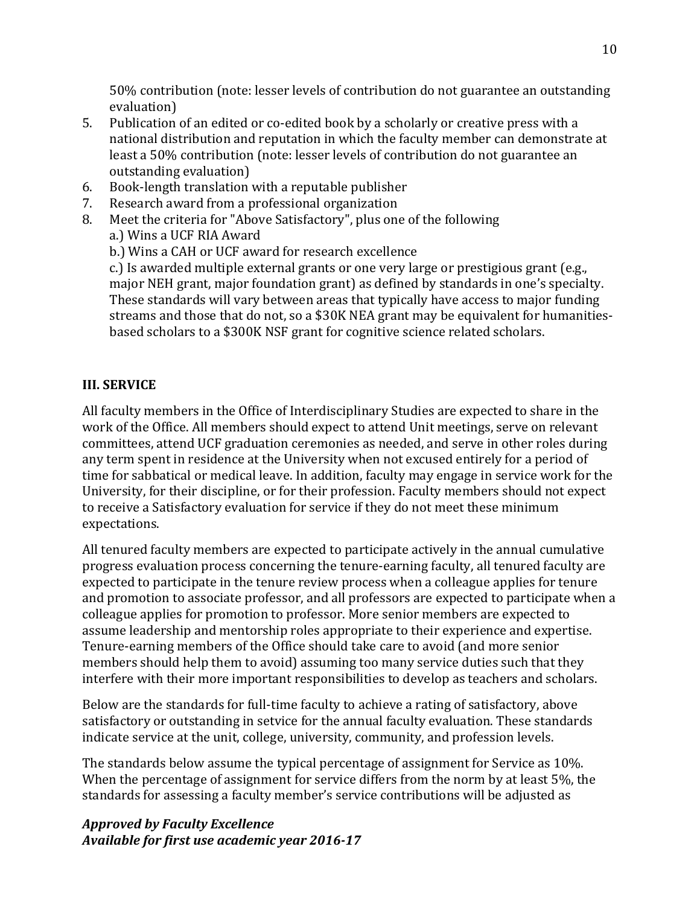50% contribution (note: lesser levels of contribution do not guarantee an outstanding evaluation)

5. Publication of an edited or co-edited book by a scholarly or creative press with a national distribution and reputation in which the faculty member can demonstrate at least a 50% contribution (note: lesser levels of contribution do not guarantee an outstanding evaluation)
6. Book-length translation with a reputable publisher
7. Research award from a professional organization
8. Meet the criteria for "Above Satisfactory", plus one of the following
   a.) Wins a UCF RIA Award
   b.) Wins a CAH or UCF award for research excellence
   c.) Is awarded multiple external grants or one very large or prestigious grant (e.g., major NEH grant, major foundation grant) as defined by standards in one's specialty. These standards will vary between areas that typically have access to major funding streams and those that do not, so a $30K NEA grant may be equivalent for humanities-based scholars to a $300K NSF grant for cognitive science related scholars.

**III. SERVICE**

All faculty members in the Office of Interdisciplinary Studies are expected to share in the work of the Office. All members should expect to attend Unit meetings, serve on relevant committees, attend UCF graduation ceremonies as needed, and serve in other roles during any term spent in residence at the University when not excused entirely for a period of time for sabbatical or medical leave. In addition, faculty may engage in service work for the University, for their discipline, or for their profession. Faculty members should not expect to receive a Satisfactory evaluation for service if they do not meet these minimum expectations.

All tenured faculty members are expected to participate actively in the annual cumulative progress evaluation process concerning the tenure-earning faculty, all tenured faculty are expected to participate in the tenure review process when a colleague applies for tenure and promotion to associate professor, and all professors are expected to participate when a colleague applies for promotion to professor. More senior members are expected to assume leadership and mentorship roles appropriate to their experience and expertise. Tenure-earning members of the Office should take care to avoid (and more senior members should help them to avoid) assuming too many service duties such that they interfere with their more important responsibilities to develop as teachers and scholars.

Below are the standards for full-time faculty to achieve a rating of satisfactory, above satisfactory or outstanding in setvice for the annual faculty evaluation. These standards indicate service at the unit, college, university, community, and profession levels.

The standards below assume the typical percentage of assignment for Service as 10%. When the percentage of assignment for service differs from the norm by at least 5%, the standards for assessing a faculty member's service contributions will be adjusted as

***Approved by Faculty Excellence***
***Available for first use academic year 2016-17***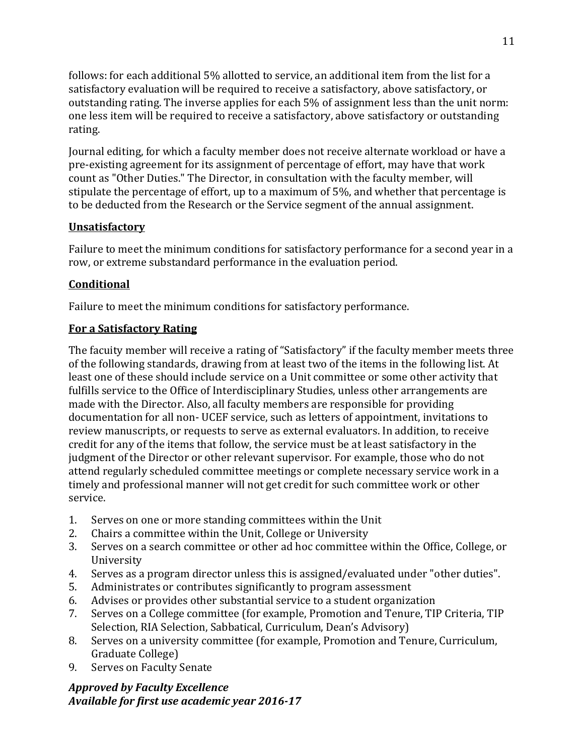follows: for each additional 5% allotted to service, an additional item from the list for a satisfactory evaluation will be required to receive a satisfactory, above satisfactory, or outstanding rating. The inverse applies for each 5% of assignment less than the unit norm: one less item will be required to receive a satisfactory, above satisfactory or outstanding rating.

Journal editing, for which a faculty member does not receive alternate workload or have a pre-existing agreement for its assignment of percentage of effort, may have that work count as "Other Duties." The Director, in consultation with the faculty member, will stipulate the percentage of effort, up to a maximum of 5%, and whether that percentage is to be deducted from the Research or the Service segment of the annual assignment.

### Unsatisfactory

Failure to meet the minimum conditions for satisfactory performance for a second year in a row, or extreme substandard performance in the evaluation period.

### Conditional

Failure to meet the minimum conditions for satisfactory performance.

### For a Satisfactory Rating

The facuity member will receive a rating of "Satisfactory" if the faculty member meets three of the following standards, drawing from at least two of the items in the following list. At least one of these should include service on a Unit committee or some other activity that fulfills service to the Office of Interdisciplinary Studies, unless other arrangements are made with the Director. Also, all faculty members are responsible for providing documentation for all non- UCEF service, such as letters of appointment, invitations to review manuscripts, or requests to serve as external evaluators. In addition, to receive credit for any of the items that follow, the service must be at least satisfactory in the judgment of the Director or other relevant supervisor. For example, those who do not attend regularly scheduled committee meetings or complete necessary service work in a timely and professional manner will not get credit for such committee work or other service.

1. Serves on one or more standing committees within the Unit
2. Chairs a committee within the Unit, College or University
3. Serves on a search committee or other ad hoc committee within the Office, College, or University
4. Serves as a program director unless this is assigned/evaluated under "other duties".
5. Administrates or contributes significantly to program assessment
6. Advises or provides other substantial service to a student organization
7. Serves on a College committee (for example, Promotion and Tenure, TIP Criteria, TIP Selection, RIA Selection, Sabbatical, Curriculum, Dean's Advisory)
8. Serves on a university committee (for example, Promotion and Tenure, Curriculum, Graduate College)
9. Serves on Faculty Senate

***Approved by Faculty Excellence***
***Available for first use academic year 2016-17***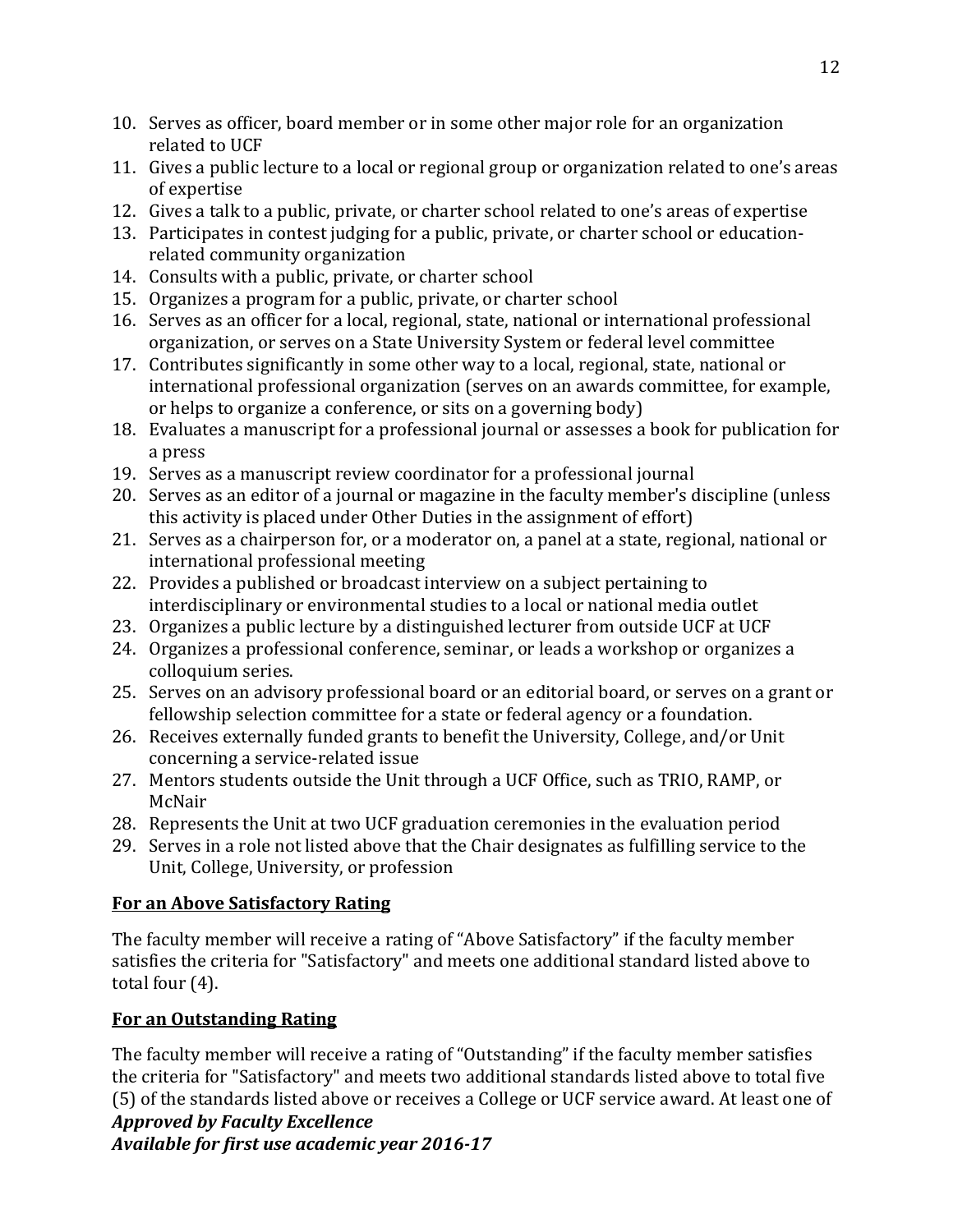10. Serves as officer, board member or in some other major role for an organization related to UCF
11. Gives a public lecture to a local or regional group or organization related to one's areas of expertise
12. Gives a talk to a public, private, or charter school related to one's areas of expertise
13. Participates in contest judging for a public, private, or charter school or education-related community organization
14. Consults with a public, private, or charter school
15. Organizes a program for a public, private, or charter school
16. Serves as an officer for a local, regional, state, national or international professional organization, or serves on a State University System or federal level committee
17. Contributes significantly in some other way to a local, regional, state, national or international professional organization (serves on an awards committee, for example, or helps to organize a conference, or sits on a governing body)
18. Evaluates a manuscript for a professional journal or assesses a book for publication for a press
19. Serves as a manuscript review coordinator for a professional journal
20. Serves as an editor of a journal or magazine in the faculty member's discipline (unless this activity is placed under Other Duties in the assignment of effort)
21. Serves as a chairperson for, or a moderator on, a panel at a state, regional, national or international professional meeting
22. Provides a published or broadcast interview on a subject pertaining to interdisciplinary or environmental studies to a local or national media outlet
23. Organizes a public lecture by a distinguished lecturer from outside UCF at UCF
24. Organizes a professional conference, seminar, or leads a workshop or organizes a colloquium series.
25. Serves on an advisory professional board or an editorial board, or serves on a grant or fellowship selection committee for a state or federal agency or a foundation.
26. Receives externally funded grants to benefit the University, College, and/or Unit concerning a service-related issue
27. Mentors students outside the Unit through a UCF Office, such as TRIO, RAMP, or McNair
28. Represents the Unit at two UCF graduation ceremonies in the evaluation period
29. Serves in a role not listed above that the Chair designates as fulfilling service to the Unit, College, University, or profession

**For an Above Satisfactory Rating**

The faculty member will receive a rating of "Above Satisfactory" if the faculty member satisfies the criteria for "Satisfactory" and meets one additional standard listed above to total four (4).

**For an Outstanding Rating**

The faculty member will receive a rating of "Outstanding" if the faculty member satisfies the criteria for "Satisfactory" and meets two additional standards listed above to total five (5) of the standards listed above or receives a College or UCF service award. At least one of

***Approved by Faculty Excellence***
***Available for first use academic year 2016-17***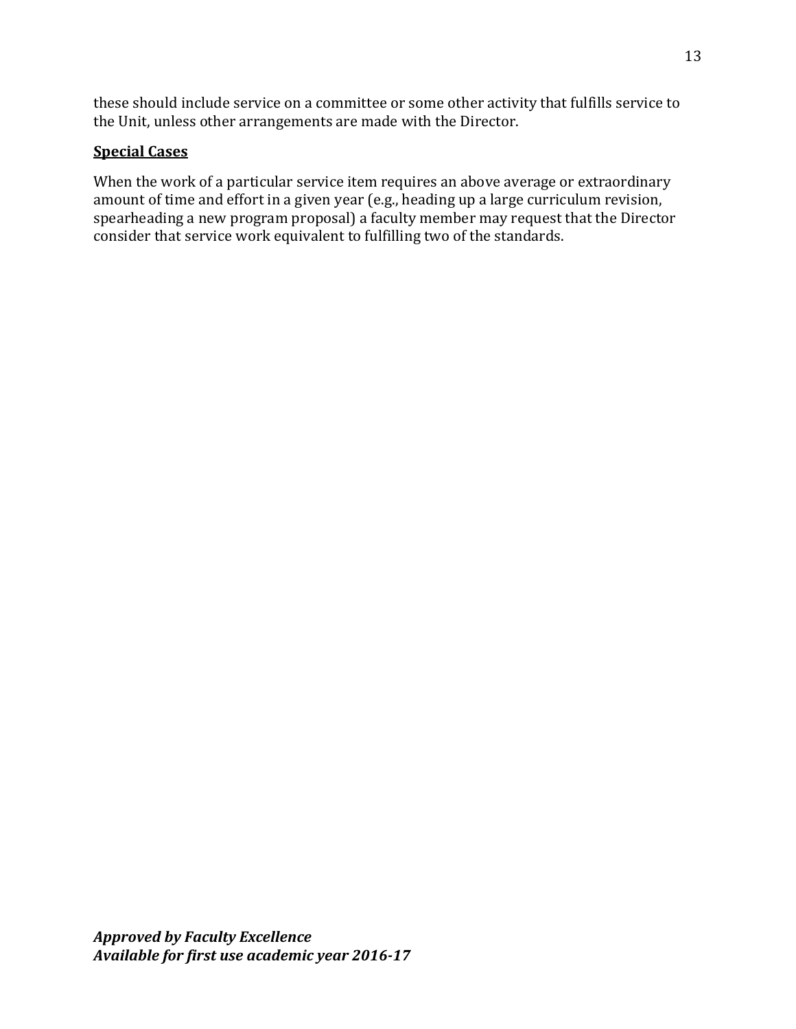these should include service on a committee or some other activity that fulfills service to the Unit, unless other arrangements are made with the Director.

**<u>Special Cases</u>**

When the work of a particular service item requires an above average or extraordinary amount of time and effort in a given year (e.g., heading up a large curriculum revision, spearheading a new program proposal) a faculty member may request that the Director consider that service work equivalent to fulfilling two of the standards.

***Approved by Faculty Excellence***
***Available for first use academic year 2016-17***